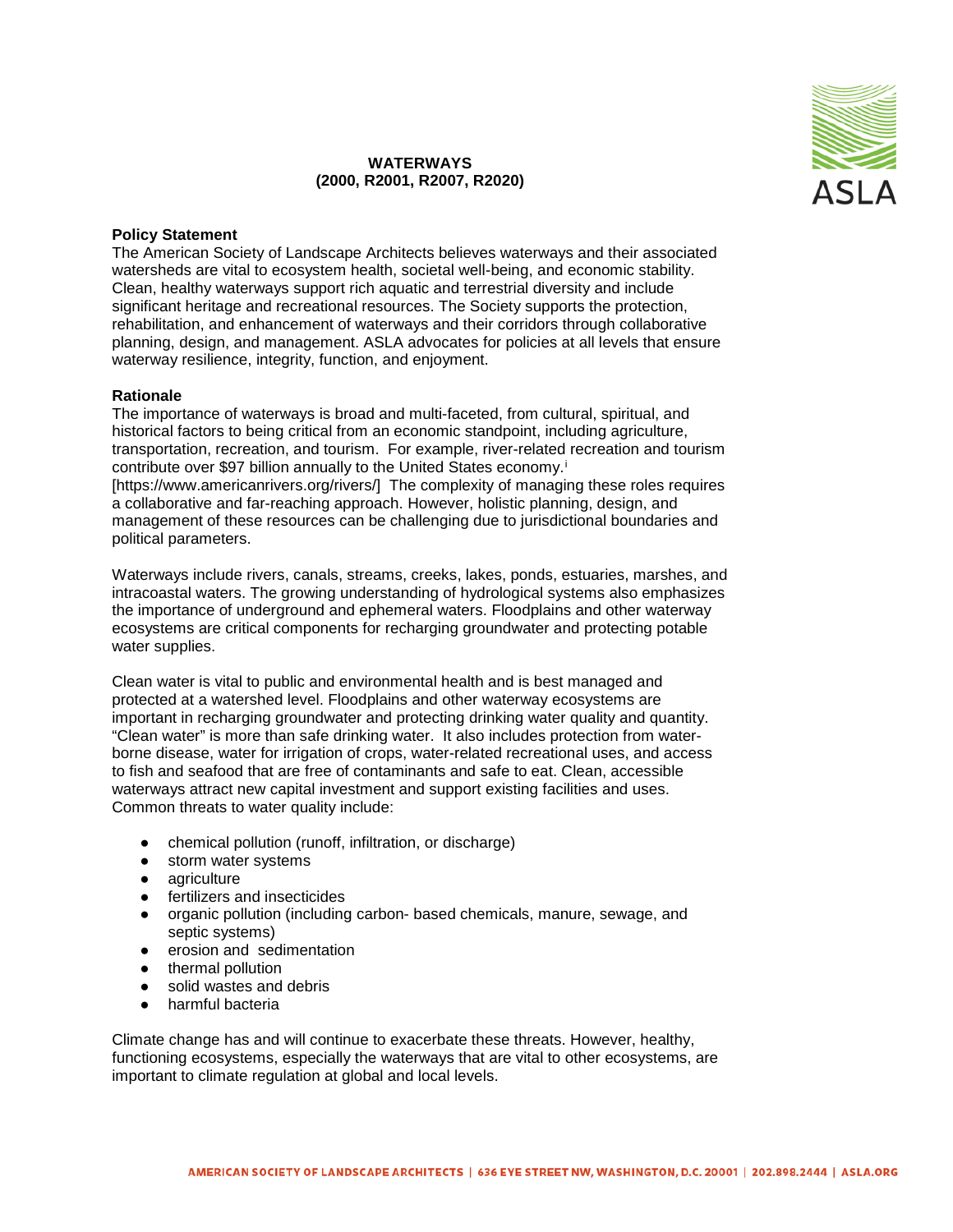# WATERWAYS
## (2000, R2001, R2007, R2020)

**Policy Statement**
The American Society of Landscape Architects believes waterways and their associated watersheds are vital to ecosystem health, societal well-being, and economic stability. Clean, healthy waterways support rich aquatic and terrestrial diversity and include significant heritage and recreational resources. The Society supports the protection, rehabilitation, and enhancement of waterways and their corridors through collaborative planning, design, and management. ASLA advocates for policies at all levels that ensure waterway resilience, integrity, function, and enjoyment.

**Rationale**
The importance of waterways is broad and multi-faceted, from cultural, spiritual, and historical factors to being critical from an economic standpoint, including agriculture, transportation, recreation, and tourism. For example, river-related recreation and tourism contribute over $97 billion annually to the United States economy.[i] [https://www.americanrivers.org/rivers/] The complexity of managing these roles requires a collaborative and far-reaching approach. However, holistic planning, design, and management of these resources can be challenging due to jurisdictional boundaries and political parameters.

Waterways include rivers, canals, streams, creeks, lakes, ponds, estuaries, marshes, and intracoastal waters. The growing understanding of hydrological systems also emphasizes the importance of underground and ephemeral waters. Floodplains and other waterway ecosystems are critical components for recharging groundwater and protecting potable water supplies.

Clean water is vital to public and environmental health and is best managed and protected at a watershed level. Floodplains and other waterway ecosystems are important in recharging groundwater and protecting drinking water quality and quantity. "Clean water" is more than safe drinking water. It also includes protection from water-borne disease, water for irrigation of crops, water-related recreational uses, and access to fish and seafood that are free of contaminants and safe to eat. Clean, accessible waterways attract new capital investment and support existing facilities and uses. Common threats to water quality include:

- chemical pollution (runoff, infiltration, or discharge)
- storm water systems
- agriculture
- fertilizers and insecticides
- organic pollution (including carbon- based chemicals, manure, sewage, and septic systems)
- erosion and sedimentation
- thermal pollution
- solid wastes and debris
- harmful bacteria

Climate change has and will continue to exacerbate these threats. However, healthy, functioning ecosystems, especially the waterways that are vital to other ecosystems, are important to climate regulation at global and local levels.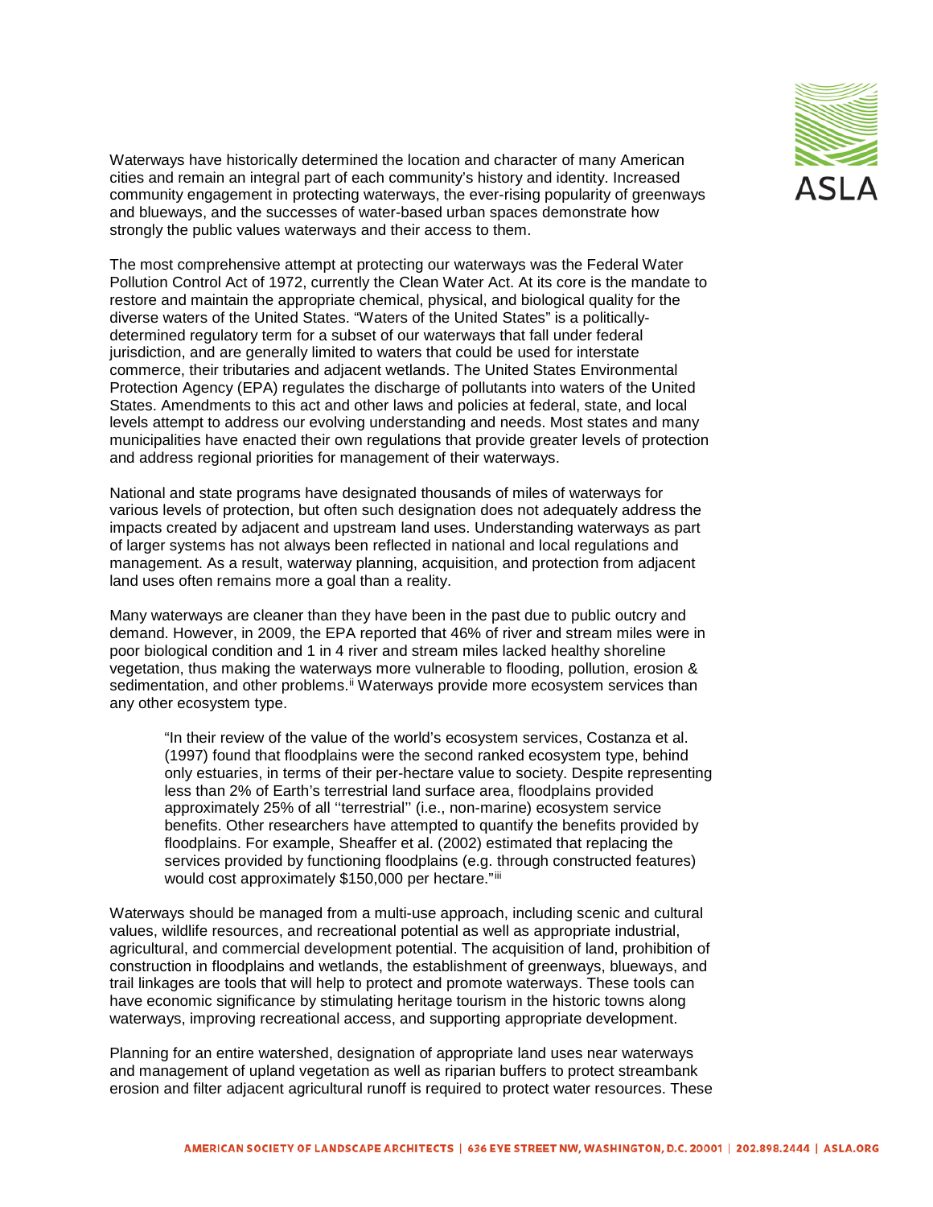Waterways have historically determined the location and character of many American cities and remain an integral part of each community's history and identity. Increased community engagement in protecting waterways, the ever-rising popularity of greenways and blueways, and the successes of water-based urban spaces demonstrate how strongly the public values waterways and their access to them.

The most comprehensive attempt at protecting our waterways was the Federal Water Pollution Control Act of 1972, currently the Clean Water Act. At its core is the mandate to restore and maintain the appropriate chemical, physical, and biological quality for the diverse waters of the United States. "Waters of the United States" is a politically-determined regulatory term for a subset of our waterways that fall under federal jurisdiction, and are generally limited to waters that could be used for interstate commerce, their tributaries and adjacent wetlands. The United States Environmental Protection Agency (EPA) regulates the discharge of pollutants into waters of the United States. Amendments to this act and other laws and policies at federal, state, and local levels attempt to address our evolving understanding and needs. Most states and many municipalities have enacted their own regulations that provide greater levels of protection and address regional priorities for management of their waterways.

National and state programs have designated thousands of miles of waterways for various levels of protection, but often such designation does not adequately address the impacts created by adjacent and upstream land uses. Understanding waterways as part of larger systems has not always been reflected in national and local regulations and management. As a result, waterway planning, acquisition, and protection from adjacent land uses often remains more a goal than a reality.

Many waterways are cleaner than they have been in the past due to public outcry and demand. However, in 2009, the EPA reported that 46% of river and stream miles were in poor biological condition and 1 in 4 river and stream miles lacked healthy shoreline vegetation, thus making the waterways more vulnerable to flooding, pollution, erosion & sedimentation, and other problems.[ii] Waterways provide more ecosystem services than any other ecosystem type.

> "In their review of the value of the world's ecosystem services, Costanza et al. (1997) found that floodplains were the second ranked ecosystem type, behind only estuaries, in terms of their per-hectare value to society. Despite representing less than 2% of Earth's terrestrial land surface area, floodplains provided approximately 25% of all ''terrestrial'' (i.e., non-marine) ecosystem service benefits. Other researchers have attempted to quantify the benefits provided by floodplains. For example, Sheaffer et al. (2002) estimated that replacing the services provided by functioning floodplains (e.g. through constructed features) would cost approximately $150,000 per hectare."[iii]

Waterways should be managed from a multi-use approach, including scenic and cultural values, wildlife resources, and recreational potential as well as appropriate industrial, agricultural, and commercial development potential. The acquisition of land, prohibition of construction in floodplains and wetlands, the establishment of greenways, blueways, and trail linkages are tools that will help to protect and promote waterways. These tools can have economic significance by stimulating heritage tourism in the historic towns along waterways, improving recreational access, and supporting appropriate development.

Planning for an entire watershed, designation of appropriate land uses near waterways and management of upland vegetation as well as riparian buffers to protect streambank erosion and filter adjacent agricultural runoff is required to protect water resources. These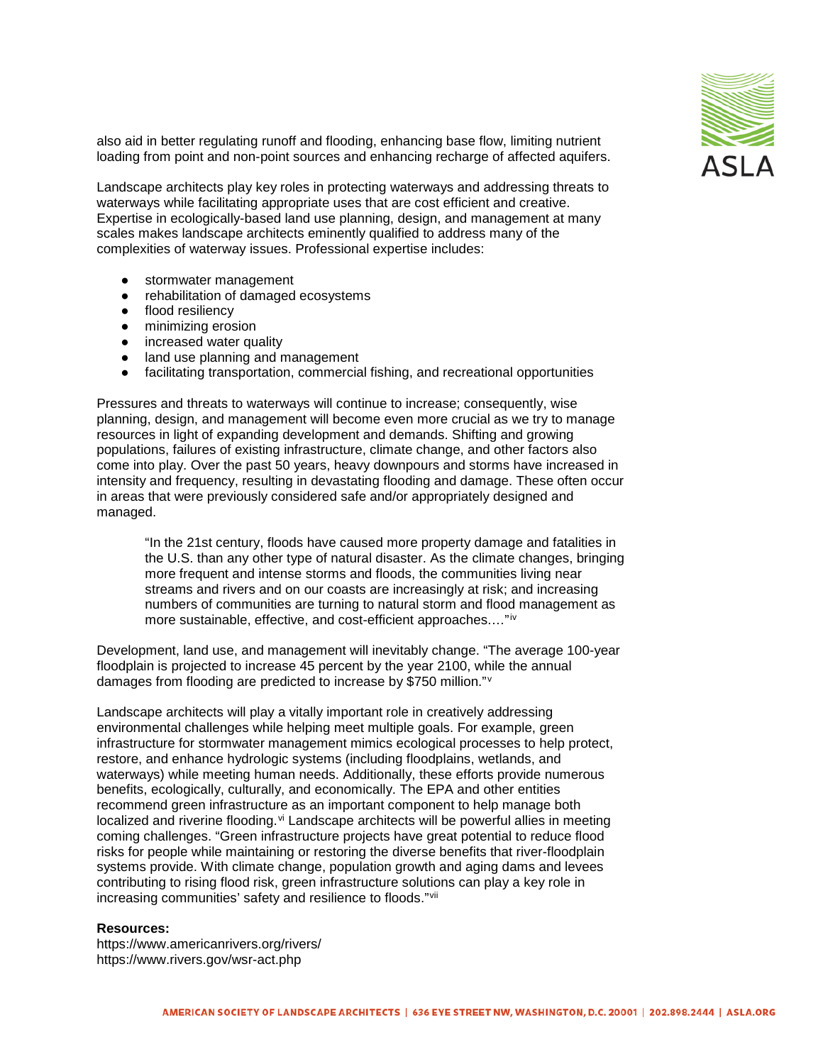also aid in better regulating runoff and flooding, enhancing base flow, limiting nutrient loading from point and non-point sources and enhancing recharge of affected aquifers.

Landscape architects play key roles in protecting waterways and addressing threats to waterways while facilitating appropriate uses that are cost efficient and creative. Expertise in ecologically-based land use planning, design, and management at many scales makes landscape architects eminently qualified to address many of the complexities of waterway issues. Professional expertise includes:

- stormwater management
- rehabilitation of damaged ecosystems
- flood resiliency
- minimizing erosion
- increased water quality
- land use planning and management
- facilitating transportation, commercial fishing, and recreational opportunities

Pressures and threats to waterways will continue to increase; consequently, wise planning, design, and management will become even more crucial as we try to manage resources in light of expanding development and demands. Shifting and growing populations, failures of existing infrastructure, climate change, and other factors also come into play. Over the past 50 years, heavy downpours and storms have increased in intensity and frequency, resulting in devastating flooding and damage. These often occur in areas that were previously considered safe and/or appropriately designed and managed.

> "In the 21st century, floods have caused more property damage and fatalities in the U.S. than any other type of natural disaster. As the climate changes, bringing more frequent and intense storms and floods, the communities living near streams and rivers and on our coasts are increasingly at risk; and increasing numbers of communities are turning to natural storm and flood management as more sustainable, effective, and cost-efficient approaches…."[iv]

Development, land use, and management will inevitably change. "The average 100-year floodplain is projected to increase 45 percent by the year 2100, while the annual damages from flooding are predicted to increase by $750 million."[v]

Landscape architects will play a vitally important role in creatively addressing environmental challenges while helping meet multiple goals. For example, green infrastructure for stormwater management mimics ecological processes to help protect, restore, and enhance hydrologic systems (including floodplains, wetlands, and waterways) while meeting human needs. Additionally, these efforts provide numerous benefits, ecologically, culturally, and economically. The EPA and other entities recommend green infrastructure as an important component to help manage both localized and riverine flooding.[vi] Landscape architects will be powerful allies in meeting coming challenges. "Green infrastructure projects have great potential to reduce flood risks for people while maintaining or restoring the diverse benefits that river-floodplain systems provide. With climate change, population growth and aging dams and levees contributing to rising flood risk, green infrastructure solutions can play a key role in increasing communities' safety and resilience to floods."[vii]

**Resources:**
https://www.americanrivers.org/rivers/
https://www.rivers.gov/wsr-act.php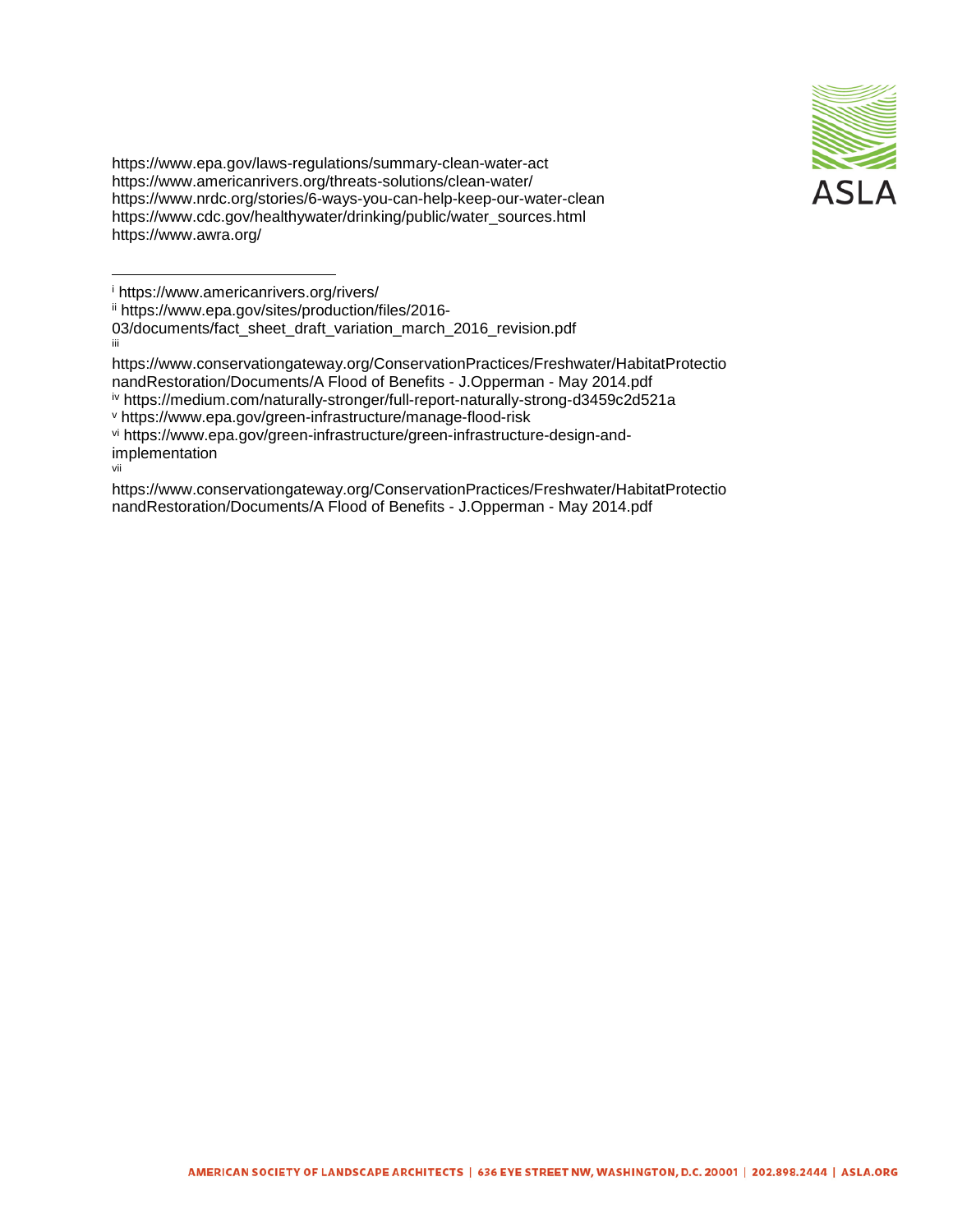https://www.epa.gov/laws-regulations/summary-clean-water-act
https://www.americanrivers.org/threats-solutions/clean-water/
https://www.nrdc.org/stories/6-ways-you-can-help-keep-our-water-clean
https://www.cdc.gov/healthywater/drinking/public/water_sources.html
https://www.awra.org/

---

[i] https://www.americanrivers.org/rivers/

[ii] https://www.epa.gov/sites/production/files/2016-03/documents/fact_sheet_draft_variation_march_2016_revision.pdf

[iii] https://www.conservationgateway.org/ConservationPractices/Freshwater/HabitatProtectionandRestoration/Documents/A Flood of Benefits - J.Opperman - May 2014.pdf

[iv] https://medium.com/naturally-stronger/full-report-naturally-strong-d3459c2d521a

[v] https://www.epa.gov/green-infrastructure/manage-flood-risk

[vi] https://www.epa.gov/green-infrastructure/green-infrastructure-design-and-implementation

[vii] https://www.conservationgateway.org/ConservationPractices/Freshwater/HabitatProtectionandRestoration/Documents/A Flood of Benefits - J.Opperman - May 2014.pdf